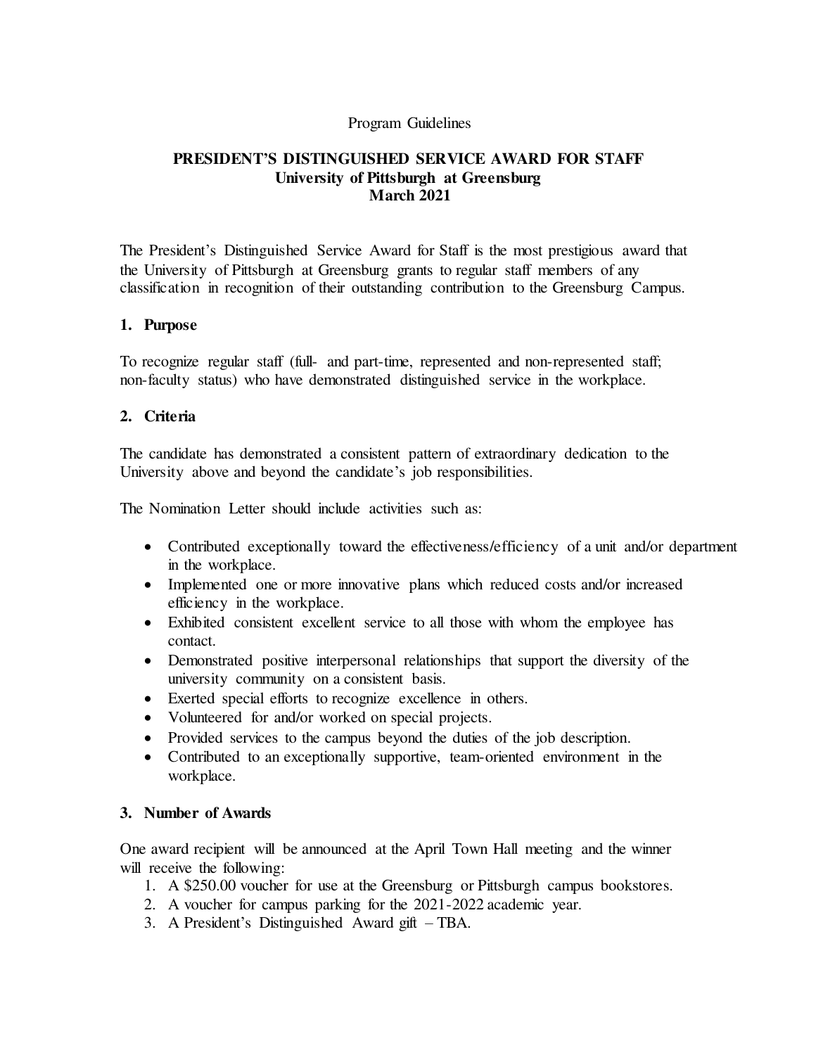Program Guidelines

# PRESIDENT'S DISTINGUISHED SERVICE AWARD FOR STAFF
## University of Pittsburgh at Greensburg
## March 2021

The President's Distinguished Service Award for Staff is the most prestigious award that the University of Pittsburgh at Greensburg grants to regular staff members of any classification in recognition of their outstanding contribution to the Greensburg Campus.

### 1. Purpose

To recognize regular staff (full- and part-time, represented and non-represented staff; non-faculty status) who have demonstrated distinguished service in the workplace.

### 2. Criteria

The candidate has demonstrated a consistent pattern of extraordinary dedication to the University above and beyond the candidate's job responsibilities.

The Nomination Letter should include activities such as:

- Contributed exceptionally toward the effectiveness/efficiency of a unit and/or department in the workplace.
- Implemented one or more innovative plans which reduced costs and/or increased efficiency in the workplace.
- Exhibited consistent excellent service to all those with whom the employee has contact.
- Demonstrated positive interpersonal relationships that support the diversity of the university community on a consistent basis.
- Exerted special efforts to recognize excellence in others.
- Volunteered for and/or worked on special projects.
- Provided services to the campus beyond the duties of the job description.
- Contributed to an exceptionally supportive, team-oriented environment in the workplace.

### 3. Number of Awards

One award recipient will be announced at the April Town Hall meeting and the winner will receive the following:

1. A $250.00 voucher for use at the Greensburg or Pittsburgh campus bookstores.
2. A voucher for campus parking for the 2021-2022 academic year.
3. A President's Distinguished Award gift – TBA.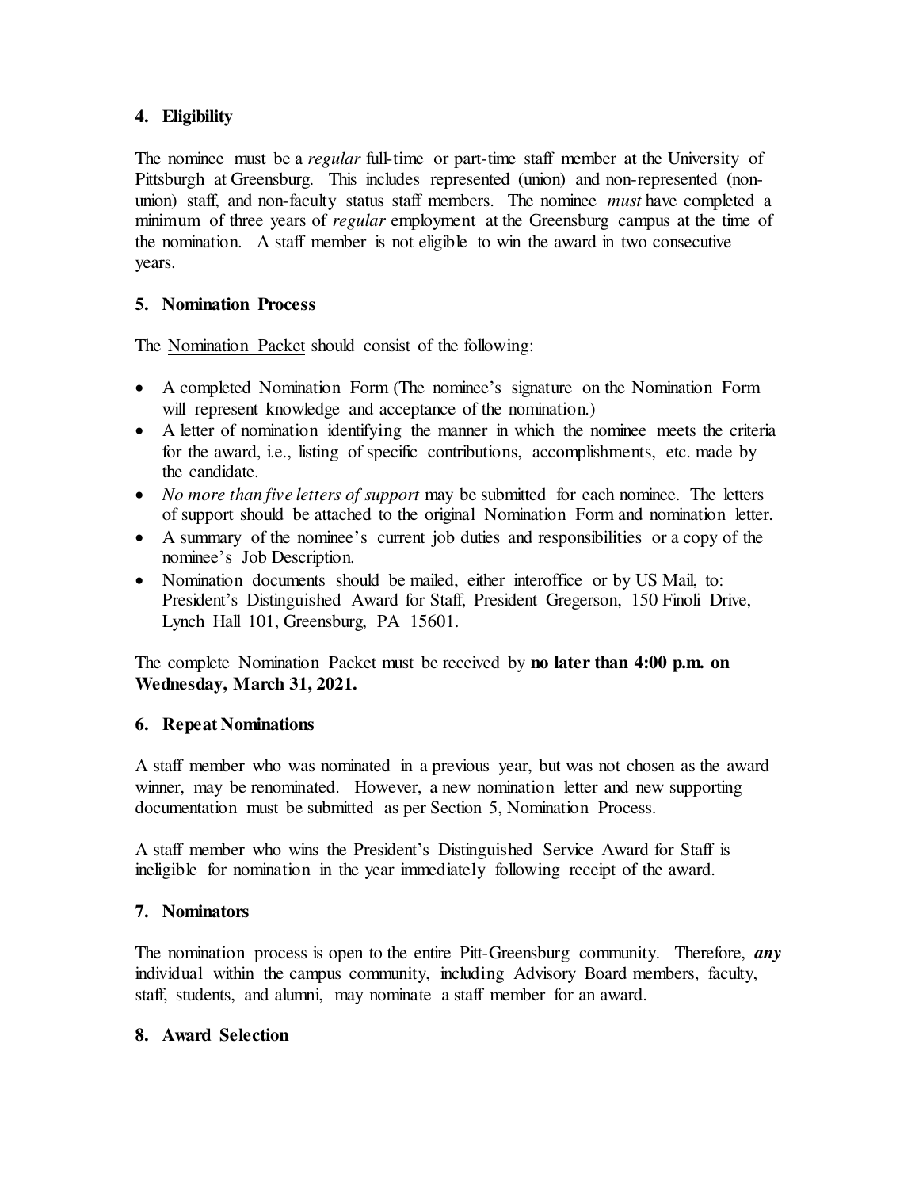### 4. Eligibility

The nominee must be a *regular* full-time or part-time staff member at the University of Pittsburgh at Greensburg. This includes represented (union) and non-represented (non-union) staff, and non-faculty status staff members. The nominee *must* have completed a minimum of three years of *regular* employment at the Greensburg campus at the time of the nomination. A staff member is not eligible to win the award in two consecutive years.

### 5. Nomination Process

The Nomination Packet should consist of the following:

- A completed Nomination Form (The nominee's signature on the Nomination Form will represent knowledge and acceptance of the nomination.)
- A letter of nomination identifying the manner in which the nominee meets the criteria for the award, i.e., listing of specific contributions, accomplishments, etc. made by the candidate.
- *No more than five letters of support* may be submitted for each nominee. The letters of support should be attached to the original Nomination Form and nomination letter.
- A summary of the nominee's current job duties and responsibilities or a copy of the nominee's Job Description.
- Nomination documents should be mailed, either interoffice or by US Mail, to: President's Distinguished Award for Staff, President Gregerson, 150 Finoli Drive, Lynch Hall 101, Greensburg, PA 15601.

The complete Nomination Packet must be received by **no later than 4:00 p.m. on Wednesday, March 31, 2021.**

### 6. Repeat Nominations

A staff member who was nominated in a previous year, but was not chosen as the award winner, may be renominated. However, a new nomination letter and new supporting documentation must be submitted as per Section 5, Nomination Process.

A staff member who wins the President's Distinguished Service Award for Staff is ineligible for nomination in the year immediately following receipt of the award.

### 7. Nominators

The nomination process is open to the entire Pitt-Greensburg community. Therefore, ***any*** individual within the campus community, including Advisory Board members, faculty, staff, students, and alumni, may nominate a staff member for an award.

### 8. Award Selection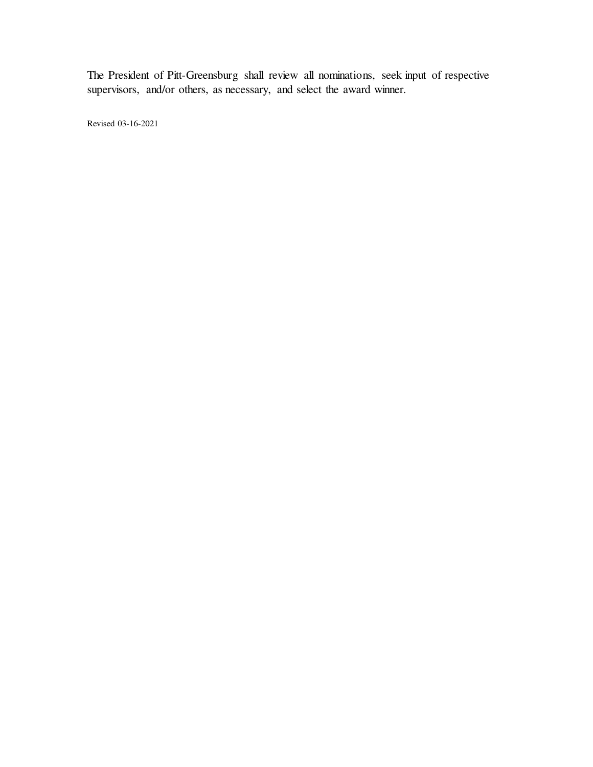The President of Pitt-Greensburg shall review all nominations, seek input of respective supervisors, and/or others, as necessary, and select the award winner.

Revised 03-16-2021